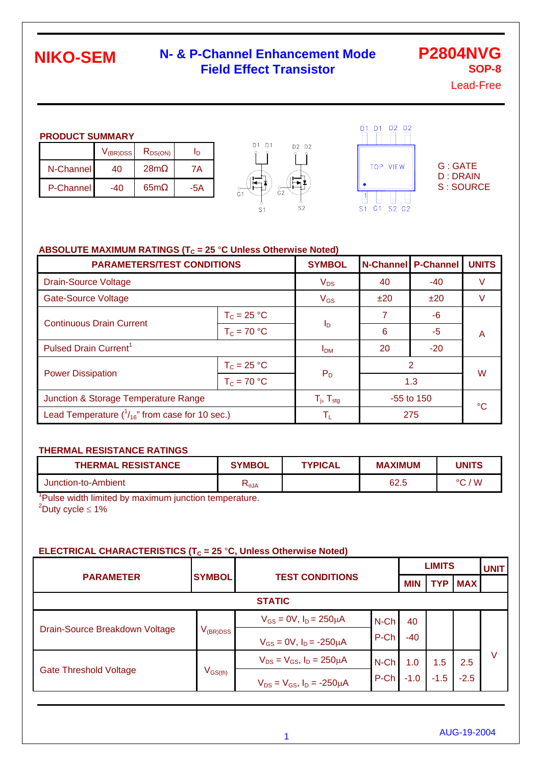# NIKO-SEM

## N- & P-Channel Enhancement Mode Field Effect Transistor

**P2804NVG**
**SOP-8**
Lead-Free

### PRODUCT SUMMARY

| | $V_{(BR)DSS}$ | $R_{DS(ON)}$ | $I_D$ |
|---|---|---|---|
| N-Channel | 40 | 28mΩ | 7A |
| P-Channel | -40 | 65mΩ | -5A |

D1 D1 D2 D2
G1 G2
S1 S2

D1 D1 D2 D2
TOP VIEW
S1 G1 S2 G2

G : GATE
D : DRAIN
S : SOURCE

### ABSOLUTE MAXIMUM RATINGS ($T_C$ = 25 °C Unless Otherwise Noted)

| PARAMETERS/TEST CONDITIONS | | SYMBOL | N-Channel | P-Channel | UNITS |
|---|---|---|---|---|---|
| Drain-Source Voltage | | $V_{DS}$ | 40 | -40 | V |
| Gate-Source Voltage | | $V_{GS}$ | ±20 | ±20 | V |
| Continuous Drain Current | $T_C$ = 25 °C | $I_D$ | 7 | -6 | A |
| | $T_C$ = 70 °C | | 6 | -5 | |
| Pulsed Drain Current[1] | | $I_{DM}$ | 20 | -20 | |
| Power Dissipation | $T_C$ = 25 °C | $P_D$ | 2 | | W |
| | $T_C$ = 70 °C | | 1.3 | | |
| Junction & Storage Temperature Range | | $T_j$, $T_{stg}$ | -55 to 150 | | °C |
| Lead Temperature ($^1/_{16}$" from case for 10 sec.) | | $T_L$ | 275 | | |

### THERMAL RESISTANCE RATINGS

| THERMAL RESISTANCE | SYMBOL | TYPICAL | MAXIMUM | UNITS |
|---|---|---|---|---|
| Junction-to-Ambient | $R_{\theta JA}$ | | 62.5 | °C / W |

[1]Pulse width limited by maximum junction temperature.
[2]Duty cycle ≤ 1%

### ELECTRICAL CHARACTERISTICS ($T_C$ = 25 °C, Unless Otherwise Noted)

| PARAMETER | SYMBOL | TEST CONDITIONS | | LIMITS MIN | LIMITS TYP | LIMITS MAX | UNIT |
|---|---|---|---|---|---|---|---|
| **STATIC** | | | | | | | |
| Drain-Source Breakdown Voltage | $V_{(BR)DSS}$ | $V_{GS}$ = 0V, $I_D$ = 250μA | N-Ch | 40 | | | V |
| | | $V_{GS}$ = 0V, $I_D$ = -250μA | P-Ch | -40 | | | |
| Gate Threshold Voltage | $V_{GS(th)}$ | $V_{DS}$ = $V_{GS}$, $I_D$ = 250μA | N-Ch | 1.0 | 1.5 | 2.5 | |
| | | $V_{DS}$ = $V_{GS}$, $I_D$ = -250μA | P-Ch | -1.0 | -1.5 | -2.5 | |

AUG-19-2004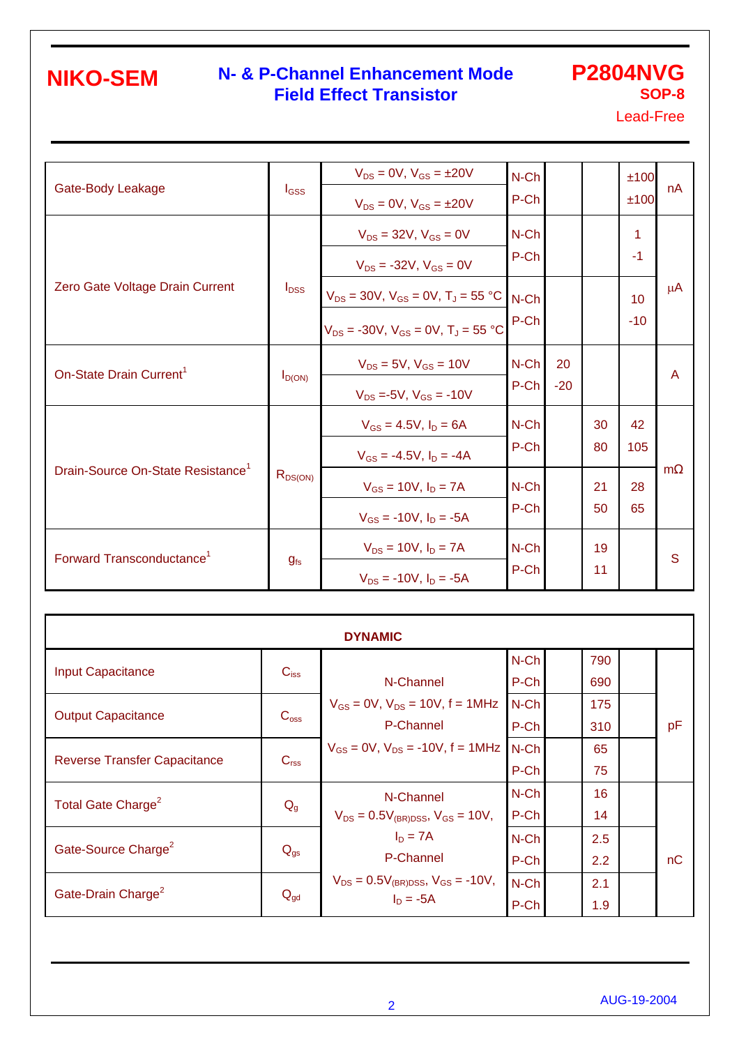| Parameter | Symbol | Test Conditions | Channel | Min | Typ | Max | Unit |
|---|---|---|---|---|---|---|---|
| Gate-Body Leakage | $I_{GSS}$ | $V_{DS}$ = 0V, $V_{GS}$ = ±20V | N-Ch | | | ±100 | nA |
| | | $V_{DS}$ = 0V, $V_{GS}$ = ±20V | P-Ch | | | ±100 | |
| Zero Gate Voltage Drain Current | $I_{DSS}$ | $V_{DS}$ = 32V, $V_{GS}$ = 0V | N-Ch | | | 1 | µA |
| | | $V_{DS}$ = -32V, $V_{GS}$ = 0V | P-Ch | | | -1 | |
| | | $V_{DS}$ = 30V, $V_{GS}$ = 0V, $T_J$ = 55 °C | N-Ch | | | 10 | |
| | | $V_{DS}$ = -30V, $V_{GS}$ = 0V, $T_J$ = 55 °C | P-Ch | | | -10 | |
| On-State Drain Current[1] | $I_{D(ON)}$ | $V_{DS}$ = 5V, $V_{GS}$ = 10V | N-Ch | 20 | | | A |
| | | $V_{DS}$ =-5V, $V_{GS}$ = -10V | P-Ch | -20 | | | |
| Drain-Source On-State Resistance[1] | $R_{DS(ON)}$ | $V_{GS}$ = 4.5V, $I_D$ = 6A | N-Ch | | 30 | 42 | mΩ |
| | | $V_{GS}$ = -4.5V, $I_D$ = -4A | P-Ch | | 80 | 105 | |
| | | $V_{GS}$ = 10V, $I_D$ = 7A | N-Ch | | 21 | 28 | |
| | | $V_{GS}$ = -10V, $I_D$ = -5A | P-Ch | | 50 | 65 | |
| Forward Transconductance[1] | $g_{fs}$ | $V_{DS}$ = 10V, $I_D$ = 7A | N-Ch | | 19 | | S |
| | | $V_{DS}$ = -10V, $I_D$ = -5A | P-Ch | | 11 | | |

| DYNAMIC | | | | | | | |
|---|---|---|---|---|---|---|---|
| Input Capacitance | $C_{iss}$ | N-Channel $V_{GS}$ = 0V, $V_{DS}$ = 10V, f = 1MHz P-Channel $V_{GS}$ = 0V, $V_{DS}$ = -10V, f = 1MHz | N-Ch | | 790 | | pF |
| | | | P-Ch | | 690 | | |
| Output Capacitance | $C_{oss}$ | | N-Ch | | 175 | | |
| | | | P-Ch | | 310 | | |
| Reverse Transfer Capacitance | $C_{rss}$ | | N-Ch | | 65 | | |
| | | | P-Ch | | 75 | | |
| Total Gate Charge[2] | $Q_g$ | N-Channel $V_{DS} = 0.5V_{(BR)DSS}$, $V_{GS}$ = 10V, $I_D$ = 7A P-Channel $V_{DS} = 0.5V_{(BR)DSS}$, $V_{GS}$ = -10V, $I_D$ = -5A | N-Ch | | 16 | | nC |
| | | | P-Ch | | 14 | | |
| Gate-Source Charge[2] | $Q_{gs}$ | | N-Ch | | 2.5 | | |
| | | | P-Ch | | 2.2 | | |
| Gate-Drain Charge[2] | $Q_{gd}$ | | N-Ch | | 2.1 | | |
| | | | P-Ch | | 1.9 | | |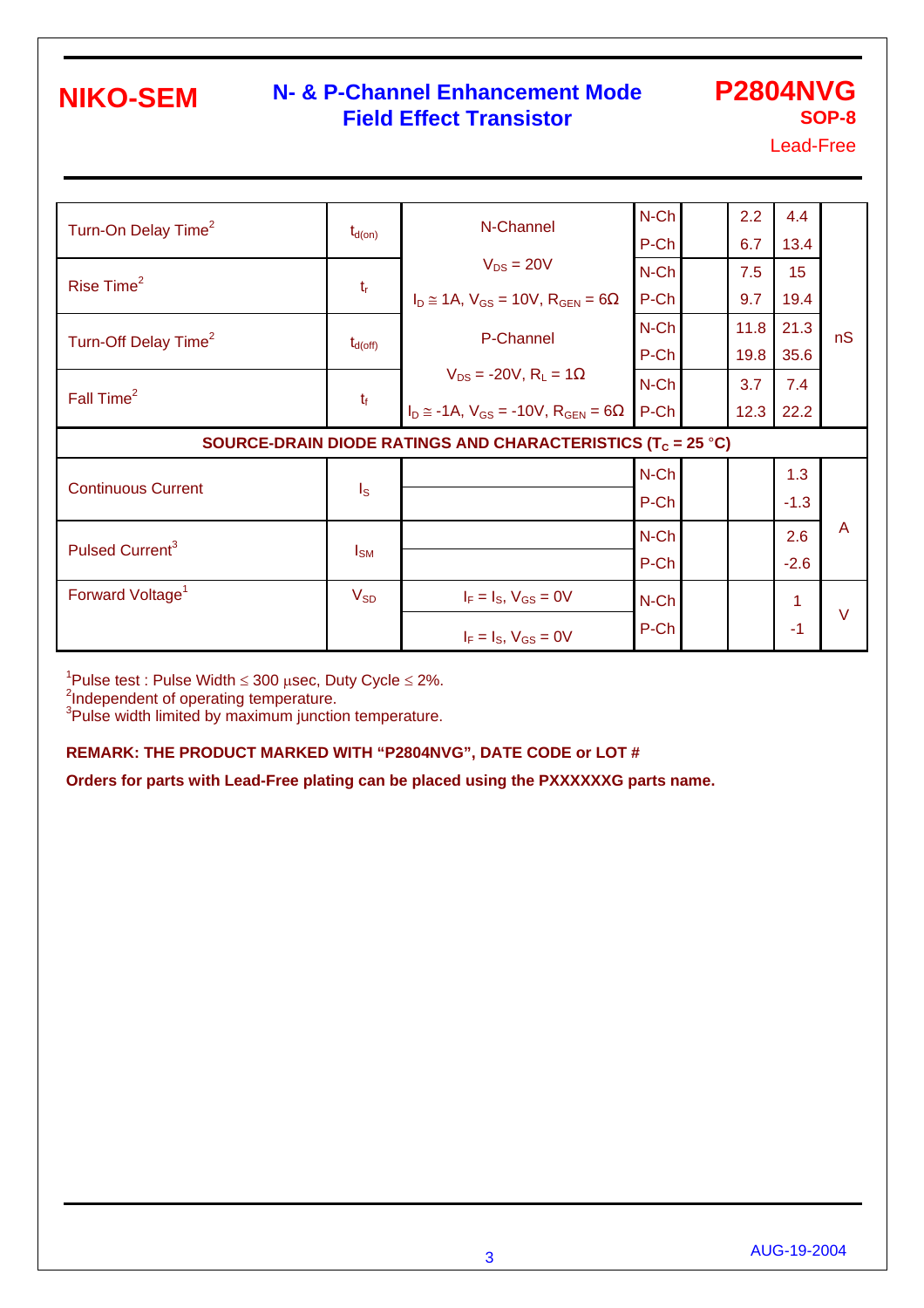| Parameter | Symbol | Test Conditions | | Min | Typ | Max | Unit |
|---|---|---|---|---|---|---|---|
| Turn-On Delay Time[2] | $t_{d(on)}$ | N-Channel $V_{DS} = 20V$, $I_D \cong 1A$, $V_{GS} = 10V$, $R_{GEN} = 6\Omega$ | N-Ch | | 2.2 | 4.4 | nS |
| | | P-Channel $V_{DS} = -20V$, $R_L = 1\Omega$, $I_D \cong -1A$, $V_{GS} = -10V$, $R_{GEN} = 6\Omega$ | P-Ch | | 6.7 | 13.4 | |
| Rise Time[2] | $t_r$ | | N-Ch | | 7.5 | 15 | |
| | | | P-Ch | | 9.7 | 19.4 | |
| Turn-Off Delay Time[2] | $t_{d(off)}$ | | N-Ch | | 11.8 | 21.3 | |
| | | | P-Ch | | 19.8 | 35.6 | |
| Fall Time[2] | $t_f$ | | N-Ch | | 3.7 | 7.4 | |
| | | | P-Ch | | 12.3 | 22.2 | |
| **SOURCE-DRAIN DIODE RATINGS AND CHARACTERISTICS ($T_C$ = 25 °C)** | | | | | | | |
| Continuous Current | $I_S$ | | N-Ch | | | 1.3 | A |
| | | | P-Ch | | | -1.3 | |
| Pulsed Current[3] | $I_{SM}$ | | N-Ch | | | 2.6 | |
| | | | P-Ch | | | -2.6 | |
| Forward Voltage[1] | $V_{SD}$ | $I_F = I_S$, $V_{GS} = 0V$ | N-Ch | | | 1 | V |
| | | $I_F = I_S$, $V_{GS} = 0V$ | P-Ch | | | -1 | |

[1]Pulse test : Pulse Width ≤ 300 μsec, Duty Cycle ≤ 2%.
[2]Independent of operating temperature.
[3]Pulse width limited by maximum junction temperature.

**REMARK: THE PRODUCT MARKED WITH "P2804NVG", DATE CODE or LOT #**

**Orders for parts with Lead-Free plating can be placed using the PXXXXXXG parts name.**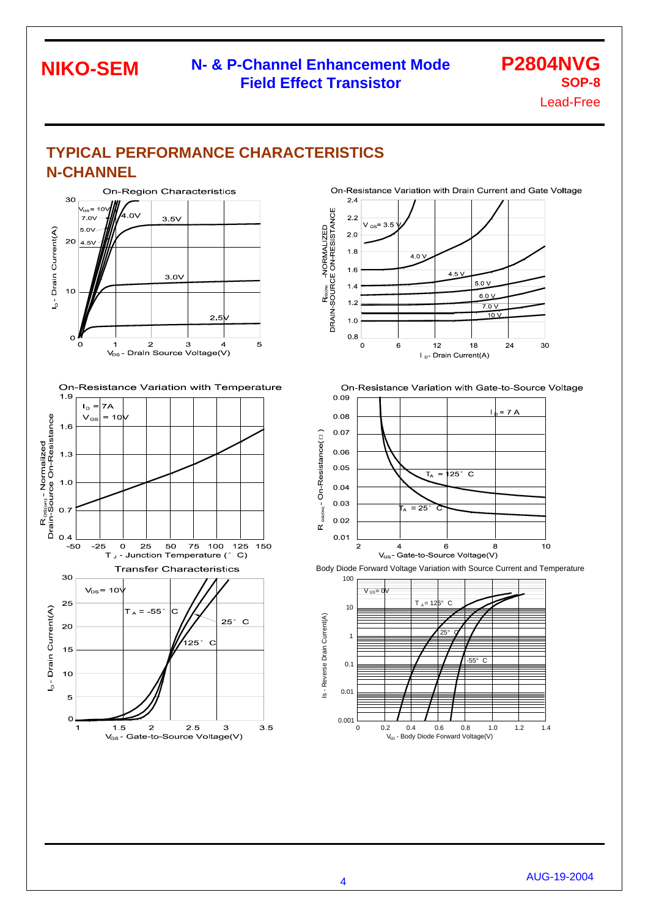# TYPICAL PERFORMANCE CHARACTERISTICS

## N-CHANNEL

On-Region Characteristics

$V_{GS}$ = 10V, 7.0V, 5.0V, 4.5V, 4.0V, 3.5V, 3.0V, 2.5V

$I_D$ - Drain Current(A)

$V_{DS}$ - Drain Source Voltage(V)

On-Resistance Variation with Drain Current and Gate Voltage

$V_{GS}$ = 3.5 V, 4.0 V, 4.5 V, 5.0 V, 6.0 V, 7.0 V, 10 V

$R_{DS(ON)}$ -NORMALIZED DRAIN-SOURCE ON-RESISTANCE

$I_D$ - Drain Current(A)

On-Resistance Variation with Temperature

$I_D$ = 7A

$V_{GS}$ = 10V

$R_{DS(on)}$ - Normalized Drain-Source On-Resistance

$T_J$ - Junction Temperature (°C)

On-Resistance Variation with Gate-to-Source Voltage

$I_D$ = 7 A

$T_A$ = 125°C

$T_A$ = 25°C

$R_{DS(ON)}$ - On-Resistance(Ω)

$V_{GS}$ - Gate-to-Source Voltage(V)

Transfer Characteristics

$V_{DS}$ = 10V

$T_A$ = -55°C, 25°C, 125°C

$I_D$ - Drain Current(A)

$V_{GS}$ - Gate-to-Source Voltage(V)

Body Diode Forward Voltage Variation with Source Current and Temperature

$V_{GS}$ = 0V

$T_A$ = 125°C, 25°C, -55°C

Is - Reverse Drain Current(A)

$V_{SD}$ - Body Diode Forward Voltage(V)

AUG-19-2004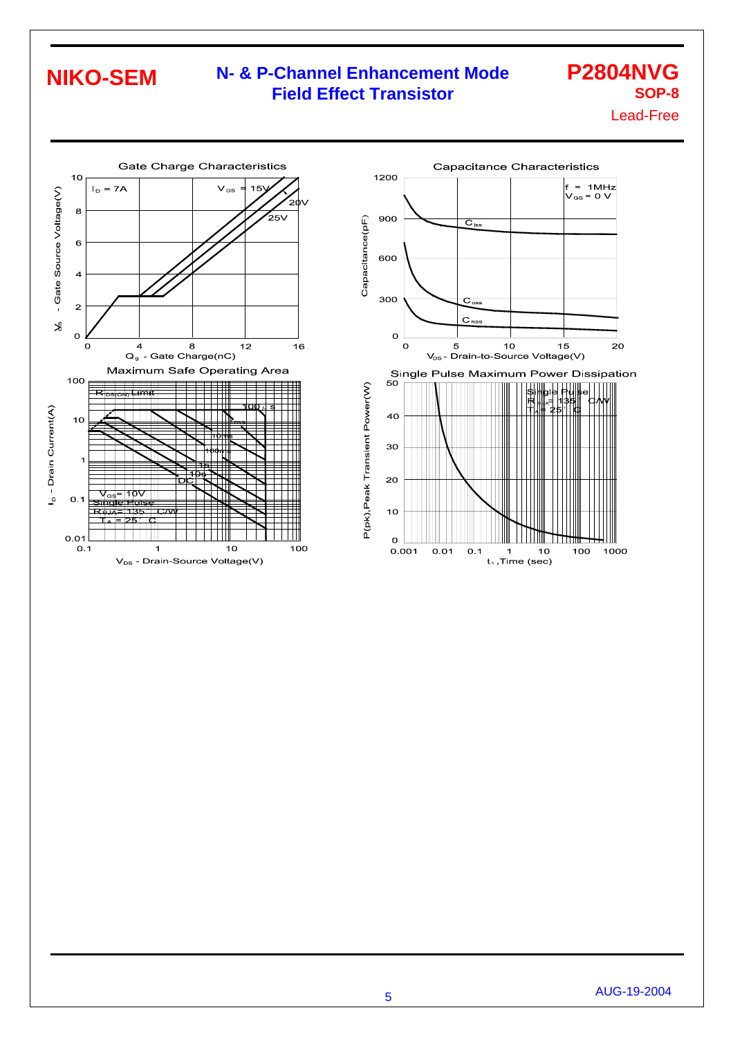# NIKO-SEM

## N- & P-Channel Enhancement Mode Field Effect Transistor

**P2804NVG**
**SOP-8**
Lead-Free

### Gate Charge Characteristics

$I_D$ = 7A

$V_{DS}$ = 15V, 20V, 25V

$V_{GS}$ - Gate Source Voltage(V)

$Q_g$ - Gate Charge(nC)

### Capacitance Characteristics

f = 1MHz
$V_{GS}$ = 0 V

$C_{iss}$, $C_{oss}$, $C_{RSS}$

Capacitance(pF)

$V_{DS}$ - Drain-to-Source Voltage(V)

### Maximum Safe Operating Area

$R_{DS(ON)}$ Limit

100μs, 1ms, 10ms, 100ms, 1s, 10s, DC

$V_{GS}$= 10V
Single Pulse
RθJA= 135°C/W
$T_A$ = 25°C

$I_D$ - Drain Current(A)

$V_{DS}$ - Drain-Source Voltage(V)

### Single Pulse Maximum Power Dissipation

Single Pulse
$R_{θJA}$= 135°C/W
$T_A$= 25°C

P(pk),Peak Transient Power(W)

$t_1$ ,Time (sec)

AUG-19-2004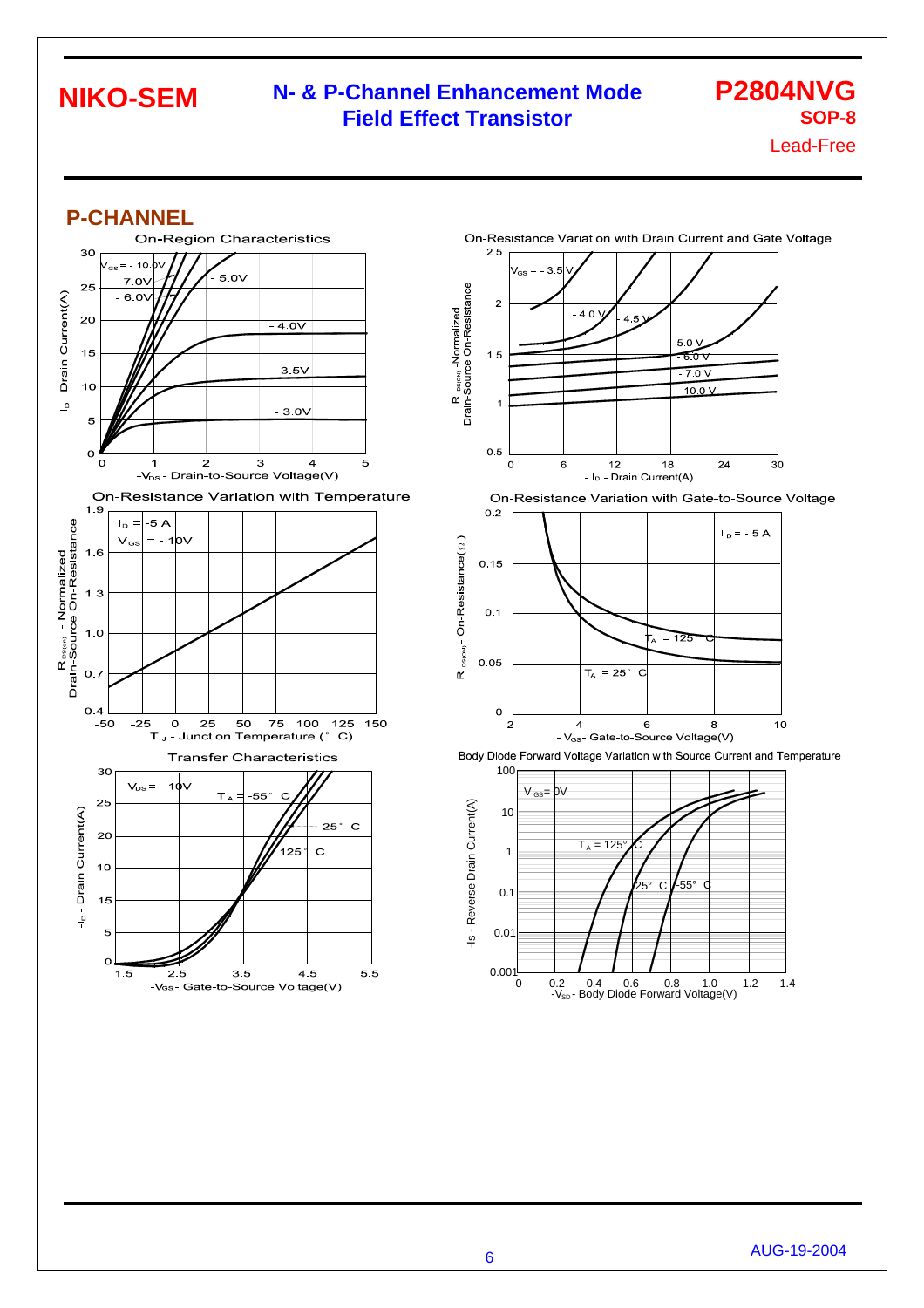## P-CHANNEL

On-Region Characteristics

$V_{GS}$ = - 10.0V, - 7.0V, - 6.0V, - 5.0V, - 4.0V, - 3.5V, - 3.0V

$-I_D$ - Drain Current(A)

$-V_{DS}$ - Drain-to-Source Voltage(V)

On-Resistance Variation with Drain Current and Gate Voltage

$V_{GS}$ = - 3.5 V, - 4.0 V, - 4.5 V, - 5.0 V, - 6.0 V, - 7.0 V, - 10.0 V

$R_{DS(ON)}$ -Normalized Drain-Source On-Resistance

$-I_D$ - Drain Current(A)

On-Resistance Variation with Temperature

$I_D$ = -5 A

$V_{GS}$ = - 10V

$R_{DS(on)}$ - Normalized Drain-Source On-Resistance

$T_J$ - Junction Temperature (°C)

On-Resistance Variation with Gate-to-Source Voltage

$I_D$ = - 5 A

$T_A$ = 125°C

$T_A$ = 25°C

$R_{DS(ON)}$ - On-Resistance(Ω)

$-V_{GS}$ - Gate-to-Source Voltage(V)

Transfer Characteristics

$V_{DS}$ = - 10V

$T_A$ = -55°C, 25°C, 125°C

$-I_D$ - Drain Current(A)

$-V_{GS}$ - Gate-to-Source Voltage(V)

Body Diode Forward Voltage Variation with Source Current and Temperature

$V_{GS}$ = 0V

$T_A$ = 125°C, 25°C, -55°C

$-I_S$ - Reverse Drain Current(A)

$-V_{SD}$ - Body Diode Forward Voltage(V)

AUG-19-2004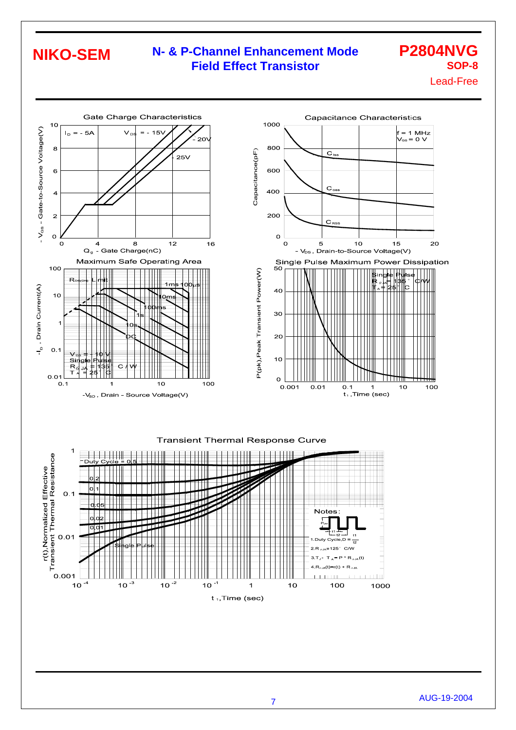# NIKO-SEM

## N- & P-Channel Enhancement Mode Field Effect Transistor

**P2804NVG**
**SOP-8**
Lead-Free

### Gate Charge Characteristics

$I_D = -5A$, $V_{DS} = -15V$, $-20V$, $-25V$

Y-axis: $-V_{GS}$ - Gate-to-Source Voltage(V)
X-axis: $Q_g$ - Gate Charge(nC)

### Capacitance Characteristics

f = 1 MHz, $V_{GS} = 0$ V

Curves: $C_{iss}$, $C_{oss}$, $C_{rss}$

Y-axis: Capacitance(pF)
X-axis: $-V_{DS}$, Drain-to-Source Voltage(V)

### Maximum Safe Operating Area

$R_{DS(ON)}$ Limit; 100μs, 1ms, 10ms, 100ms, 1s, 10s, DC

$V_{GS} = -10$ V
Single Pulse
$R_{\theta JA} = 135$ °C / W
$T_A = 25$ °C

Y-axis: $-I_D$, Drain Current(A)
X-axis: $-V_{SD}$, Drain - Source Voltage(V)

### Single Pulse Maximum Power Dissipation

Single Pulse
$R_{\theta JA} = 135$ °C/W
$T_A = 25$ °C

Y-axis: P(pk),Peak Transient Power(W)
X-axis: $t_1$, Time (sec)

### Transient Thermal Response Curve

Duty Cycle = 0.5, 0.2, 0.1, 0.05, 0.02, 0.01, Single Pulse

Notes:

1. Duty Cycle, $D = \frac{t1}{t2}$
2. $R_{\theta JA} = 125$ °C/W
3. $T_J - T_A = P * R_{\theta JA}(t)$
4. $R_{\theta JA}(t) = r(t) + R_{\theta JA}$

Y-axis: r(t),Normalized Effective Transient Thermal Resistance
X-axis: $t_1$, Time (sec)

AUG-19-2004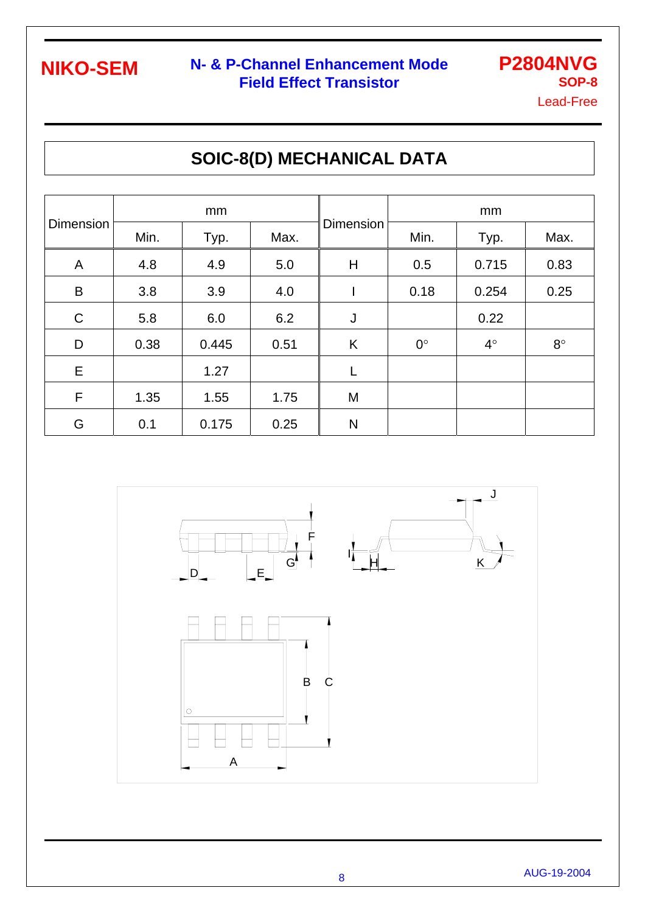## SOIC-8(D) MECHANICAL DATA

| Dimension | mm | | | Dimension | mm | | |
|---|---|---|---|---|---|---|---|
| | Min. | Typ. | Max. | | Min. | Typ. | Max. |
| A | 4.8 | 4.9 | 5.0 | H | 0.5 | 0.715 | 0.83 |
| B | 3.8 | 3.9 | 4.0 | I | 0.18 | 0.254 | 0.25 |
| C | 5.8 | 6.0 | 6.2 | J | | 0.22 | |
| D | 0.38 | 0.445 | 0.51 | K | 0° | 4° | 8° |
| E | | 1.27 | | L | | | |
| F | 1.35 | 1.55 | 1.75 | M | | | |
| G | 0.1 | 0.175 | 0.25 | N | | | |

F
G
D
E
I
H
J
K
B
C
A